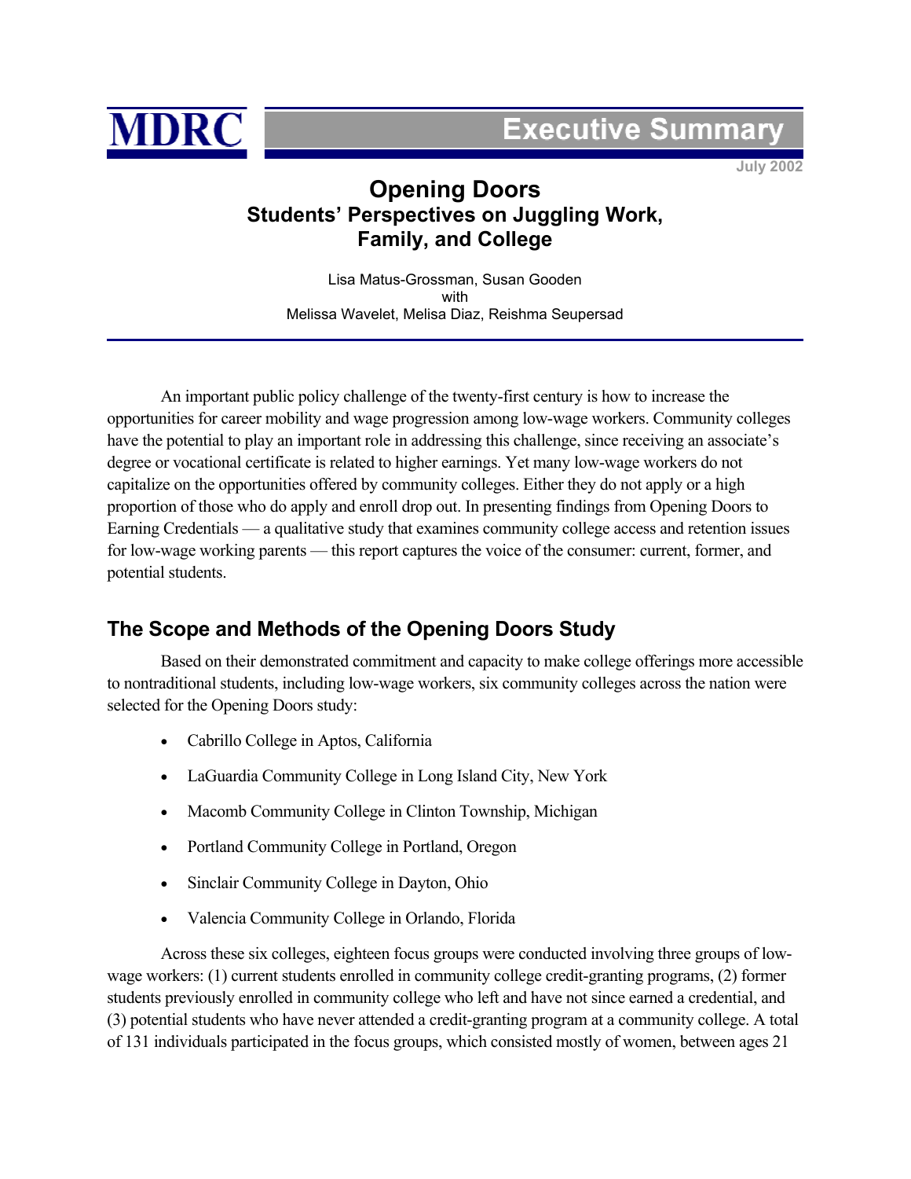MDRC

Executive Summary

July 2002

# Opening Doors
## Students' Perspectives on Juggling Work, Family, and College

Lisa Matus-Grossman, Susan Gooden
with
Melissa Wavelet, Melisa Diaz, Reishma Seupersad

An important public policy challenge of the twenty-first century is how to increase the opportunities for career mobility and wage progression among low-wage workers. Community colleges have the potential to play an important role in addressing this challenge, since receiving an associate's degree or vocational certificate is related to higher earnings. Yet many low-wage workers do not capitalize on the opportunities offered by community colleges. Either they do not apply or a high proportion of those who do apply and enroll drop out. In presenting findings from Opening Doors to Earning Credentials — a qualitative study that examines community college access and retention issues for low-wage working parents — this report captures the voice of the consumer: current, former, and potential students.

## The Scope and Methods of the Opening Doors Study

Based on their demonstrated commitment and capacity to make college offerings more accessible to nontraditional students, including low-wage workers, six community colleges across the nation were selected for the Opening Doors study:

- Cabrillo College in Aptos, California
- LaGuardia Community College in Long Island City, New York
- Macomb Community College in Clinton Township, Michigan
- Portland Community College in Portland, Oregon
- Sinclair Community College in Dayton, Ohio
- Valencia Community College in Orlando, Florida

Across these six colleges, eighteen focus groups were conducted involving three groups of low-wage workers: (1) current students enrolled in community college credit-granting programs, (2) former students previously enrolled in community college who left and have not since earned a credential, and (3) potential students who have never attended a credit-granting program at a community college. A total of 131 individuals participated in the focus groups, which consisted mostly of women, between ages 21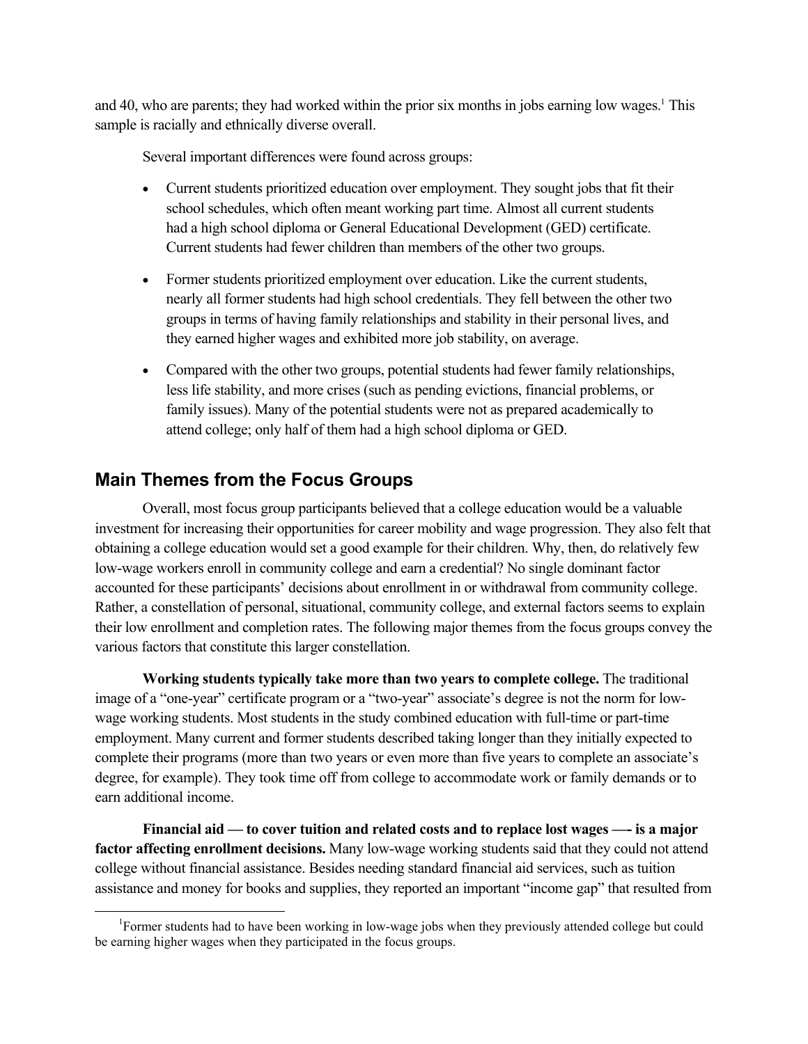and 40, who are parents; they had worked within the prior six months in jobs earning low wages.[1] This sample is racially and ethnically diverse overall.

Several important differences were found across groups:

- Current students prioritized education over employment. They sought jobs that fit their school schedules, which often meant working part time. Almost all current students had a high school diploma or General Educational Development (GED) certificate. Current students had fewer children than members of the other two groups.
- Former students prioritized employment over education. Like the current students, nearly all former students had high school credentials. They fell between the other two groups in terms of having family relationships and stability in their personal lives, and they earned higher wages and exhibited more job stability, on average.
- Compared with the other two groups, potential students had fewer family relationships, less life stability, and more crises (such as pending evictions, financial problems, or family issues). Many of the potential students were not as prepared academically to attend college; only half of them had a high school diploma or GED.

## Main Themes from the Focus Groups

Overall, most focus group participants believed that a college education would be a valuable investment for increasing their opportunities for career mobility and wage progression. They also felt that obtaining a college education would set a good example for their children. Why, then, do relatively few low-wage workers enroll in community college and earn a credential? No single dominant factor accounted for these participants' decisions about enrollment in or withdrawal from community college. Rather, a constellation of personal, situational, community college, and external factors seems to explain their low enrollment and completion rates. The following major themes from the focus groups convey the various factors that constitute this larger constellation.

**Working students typically take more than two years to complete college.** The traditional image of a "one-year" certificate program or a "two-year" associate's degree is not the norm for low-wage working students. Most students in the study combined education with full-time or part-time employment. Many current and former students described taking longer than they initially expected to complete their programs (more than two years or even more than five years to complete an associate's degree, for example). They took time off from college to accommodate work or family demands or to earn additional income.

**Financial aid — to cover tuition and related costs and to replace lost wages —- is a major factor affecting enrollment decisions.** Many low-wage working students said that they could not attend college without financial assistance. Besides needing standard financial aid services, such as tuition assistance and money for books and supplies, they reported an important "income gap" that resulted from

[1] Former students had to have been working in low-wage jobs when they previously attended college but could be earning higher wages when they participated in the focus groups.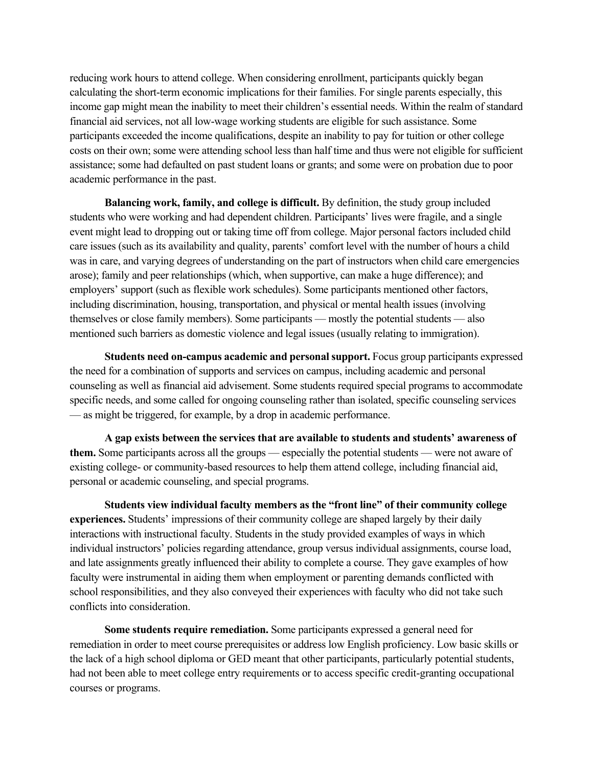reducing work hours to attend college. When considering enrollment, participants quickly began calculating the short-term economic implications for their families. For single parents especially, this income gap might mean the inability to meet their children's essential needs. Within the realm of standard financial aid services, not all low-wage working students are eligible for such assistance. Some participants exceeded the income qualifications, despite an inability to pay for tuition or other college costs on their own; some were attending school less than half time and thus were not eligible for sufficient assistance; some had defaulted on past student loans or grants; and some were on probation due to poor academic performance in the past.

**Balancing work, family, and college is difficult.** By definition, the study group included students who were working and had dependent children. Participants' lives were fragile, and a single event might lead to dropping out or taking time off from college. Major personal factors included child care issues (such as its availability and quality, parents' comfort level with the number of hours a child was in care, and varying degrees of understanding on the part of instructors when child care emergencies arose); family and peer relationships (which, when supportive, can make a huge difference); and employers' support (such as flexible work schedules). Some participants mentioned other factors, including discrimination, housing, transportation, and physical or mental health issues (involving themselves or close family members). Some participants — mostly the potential students — also mentioned such barriers as domestic violence and legal issues (usually relating to immigration).

**Students need on-campus academic and personal support.** Focus group participants expressed the need for a combination of supports and services on campus, including academic and personal counseling as well as financial aid advisement. Some students required special programs to accommodate specific needs, and some called for ongoing counseling rather than isolated, specific counseling services — as might be triggered, for example, by a drop in academic performance.

**A gap exists between the services that are available to students and students' awareness of them.** Some participants across all the groups — especially the potential students — were not aware of existing college- or community-based resources to help them attend college, including financial aid, personal or academic counseling, and special programs.

**Students view individual faculty members as the "front line" of their community college experiences.** Students' impressions of their community college are shaped largely by their daily interactions with instructional faculty. Students in the study provided examples of ways in which individual instructors' policies regarding attendance, group versus individual assignments, course load, and late assignments greatly influenced their ability to complete a course. They gave examples of how faculty were instrumental in aiding them when employment or parenting demands conflicted with school responsibilities, and they also conveyed their experiences with faculty who did not take such conflicts into consideration.

**Some students require remediation.** Some participants expressed a general need for remediation in order to meet course prerequisites or address low English proficiency. Low basic skills or the lack of a high school diploma or GED meant that other participants, particularly potential students, had not been able to meet college entry requirements or to access specific credit-granting occupational courses or programs.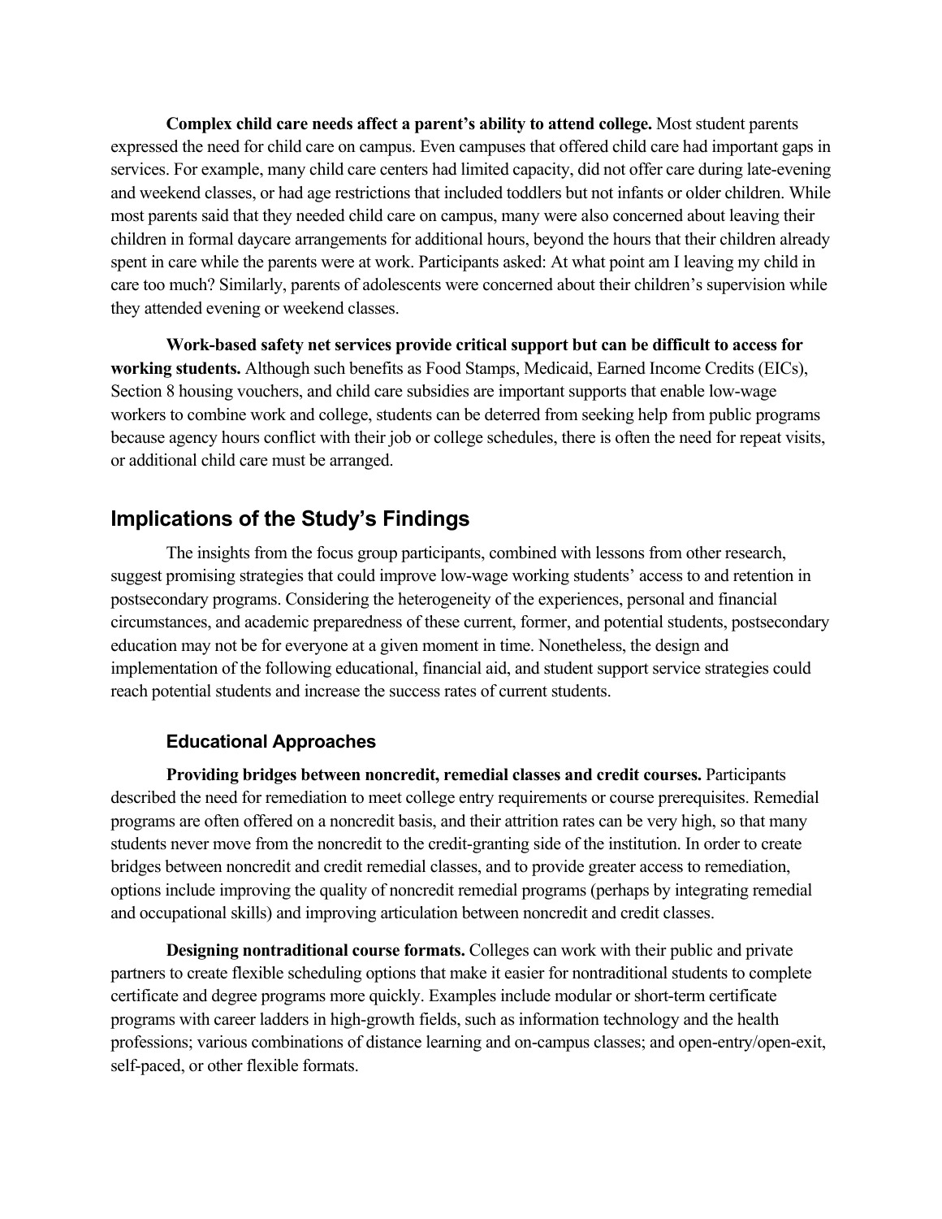**Complex child care needs affect a parent's ability to attend college.** Most student parents expressed the need for child care on campus. Even campuses that offered child care had important gaps in services. For example, many child care centers had limited capacity, did not offer care during late-evening and weekend classes, or had age restrictions that included toddlers but not infants or older children. While most parents said that they needed child care on campus, many were also concerned about leaving their children in formal daycare arrangements for additional hours, beyond the hours that their children already spent in care while the parents were at work. Participants asked: At what point am I leaving my child in care too much? Similarly, parents of adolescents were concerned about their children's supervision while they attended evening or weekend classes.

**Work-based safety net services provide critical support but can be difficult to access for working students.** Although such benefits as Food Stamps, Medicaid, Earned Income Credits (EICs), Section 8 housing vouchers, and child care subsidies are important supports that enable low-wage workers to combine work and college, students can be deterred from seeking help from public programs because agency hours conflict with their job or college schedules, there is often the need for repeat visits, or additional child care must be arranged.

## Implications of the Study's Findings

The insights from the focus group participants, combined with lessons from other research, suggest promising strategies that could improve low-wage working students' access to and retention in postsecondary programs. Considering the heterogeneity of the experiences, personal and financial circumstances, and academic preparedness of these current, former, and potential students, postsecondary education may not be for everyone at a given moment in time. Nonetheless, the design and implementation of the following educational, financial aid, and student support service strategies could reach potential students and increase the success rates of current students.

### Educational Approaches

**Providing bridges between noncredit, remedial classes and credit courses.** Participants described the need for remediation to meet college entry requirements or course prerequisites. Remedial programs are often offered on a noncredit basis, and their attrition rates can be very high, so that many students never move from the noncredit to the credit-granting side of the institution. In order to create bridges between noncredit and credit remedial classes, and to provide greater access to remediation, options include improving the quality of noncredit remedial programs (perhaps by integrating remedial and occupational skills) and improving articulation between noncredit and credit classes.

**Designing nontraditional course formats.** Colleges can work with their public and private partners to create flexible scheduling options that make it easier for nontraditional students to complete certificate and degree programs more quickly. Examples include modular or short-term certificate programs with career ladders in high-growth fields, such as information technology and the health professions; various combinations of distance learning and on-campus classes; and open-entry/open-exit, self-paced, or other flexible formats.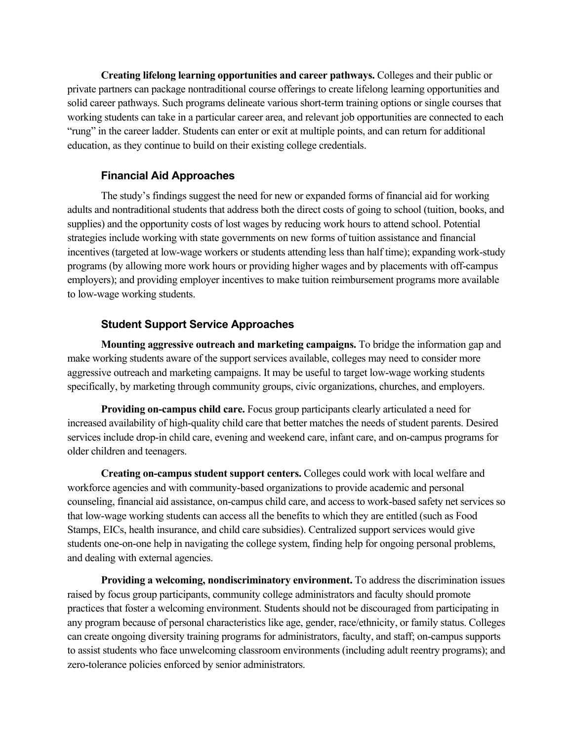**Creating lifelong learning opportunities and career pathways.** Colleges and their public or private partners can package nontraditional course offerings to create lifelong learning opportunities and solid career pathways. Such programs delineate various short-term training options or single courses that working students can take in a particular career area, and relevant job opportunities are connected to each "rung" in the career ladder. Students can enter or exit at multiple points, and can return for additional education, as they continue to build on their existing college credentials.

### Financial Aid Approaches

The study's findings suggest the need for new or expanded forms of financial aid for working adults and nontraditional students that address both the direct costs of going to school (tuition, books, and supplies) and the opportunity costs of lost wages by reducing work hours to attend school. Potential strategies include working with state governments on new forms of tuition assistance and financial incentives (targeted at low-wage workers or students attending less than half time); expanding work-study programs (by allowing more work hours or providing higher wages and by placements with off-campus employers); and providing employer incentives to make tuition reimbursement programs more available to low-wage working students.

### Student Support Service Approaches

**Mounting aggressive outreach and marketing campaigns.** To bridge the information gap and make working students aware of the support services available, colleges may need to consider more aggressive outreach and marketing campaigns. It may be useful to target low-wage working students specifically, by marketing through community groups, civic organizations, churches, and employers.

**Providing on-campus child care.** Focus group participants clearly articulated a need for increased availability of high-quality child care that better matches the needs of student parents. Desired services include drop-in child care, evening and weekend care, infant care, and on-campus programs for older children and teenagers.

**Creating on-campus student support centers.** Colleges could work with local welfare and workforce agencies and with community-based organizations to provide academic and personal counseling, financial aid assistance, on-campus child care, and access to work-based safety net services so that low-wage working students can access all the benefits to which they are entitled (such as Food Stamps, EICs, health insurance, and child care subsidies). Centralized support services would give students one-on-one help in navigating the college system, finding help for ongoing personal problems, and dealing with external agencies.

**Providing a welcoming, nondiscriminatory environment.** To address the discrimination issues raised by focus group participants, community college administrators and faculty should promote practices that foster a welcoming environment. Students should not be discouraged from participating in any program because of personal characteristics like age, gender, race/ethnicity, or family status. Colleges can create ongoing diversity training programs for administrators, faculty, and staff; on-campus supports to assist students who face unwelcoming classroom environments (including adult reentry programs); and zero-tolerance policies enforced by senior administrators.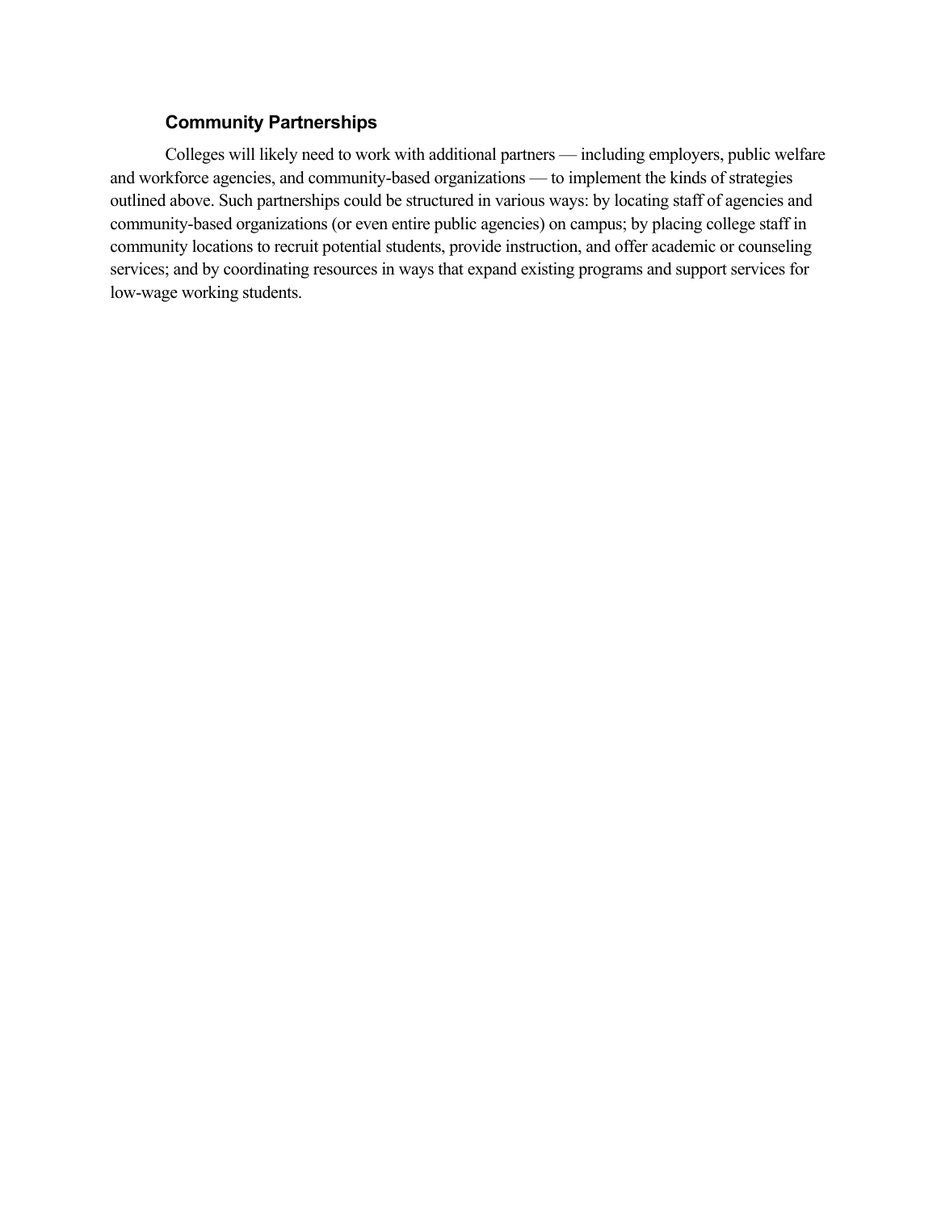### Community Partnerships

Colleges will likely need to work with additional partners — including employers, public welfare and workforce agencies, and community-based organizations — to implement the kinds of strategies outlined above. Such partnerships could be structured in various ways: by locating staff of agencies and community-based organizations (or even entire public agencies) on campus; by placing college staff in community locations to recruit potential students, provide instruction, and offer academic or counseling services; and by coordinating resources in ways that expand existing programs and support services for low-wage working students.